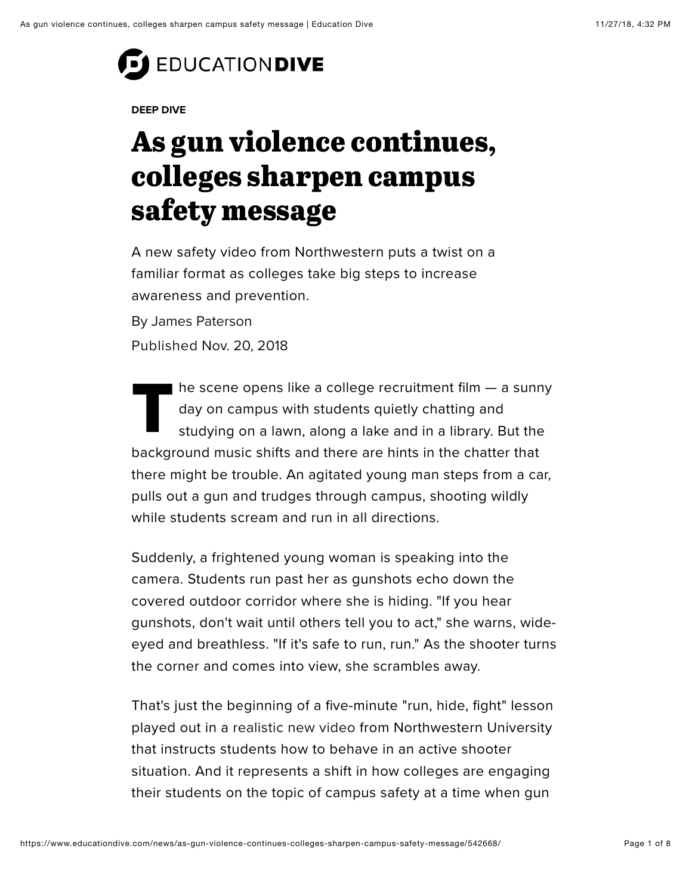EDUCATION**DIVE**

**DEEP DIVE**

# As gun violence continues, colleges sharpen campus safety message

A new safety video from Northwestern puts a twist on a familiar format as colleges take big steps to increase awareness and prevention.

By James Paterson

Published Nov. 20, 2018

The scene opens like a college recruitment film — a sunny day on campus with students quietly chatting and studying on a lawn, along a lake and in a library. But the background music shifts and there are hints in the chatter that there might be trouble. An agitated young man steps from a car, pulls out a gun and trudges through campus, shooting wildly while students scream and run in all directions.

Suddenly, a frightened young woman is speaking into the camera. Students run past her as gunshots echo down the covered outdoor corridor where she is hiding. "If you hear gunshots, don't wait until others tell you to act," she warns, wide-eyed and breathless. "If it's safe to run, run." As the shooter turns the corner and comes into view, she scrambles away.

That's just the beginning of a five-minute "run, hide, fight" lesson played out in a realistic new video from Northwestern University that instructs students how to behave in an active shooter situation. And it represents a shift in how colleges are engaging their students on the topic of campus safety at a time when gun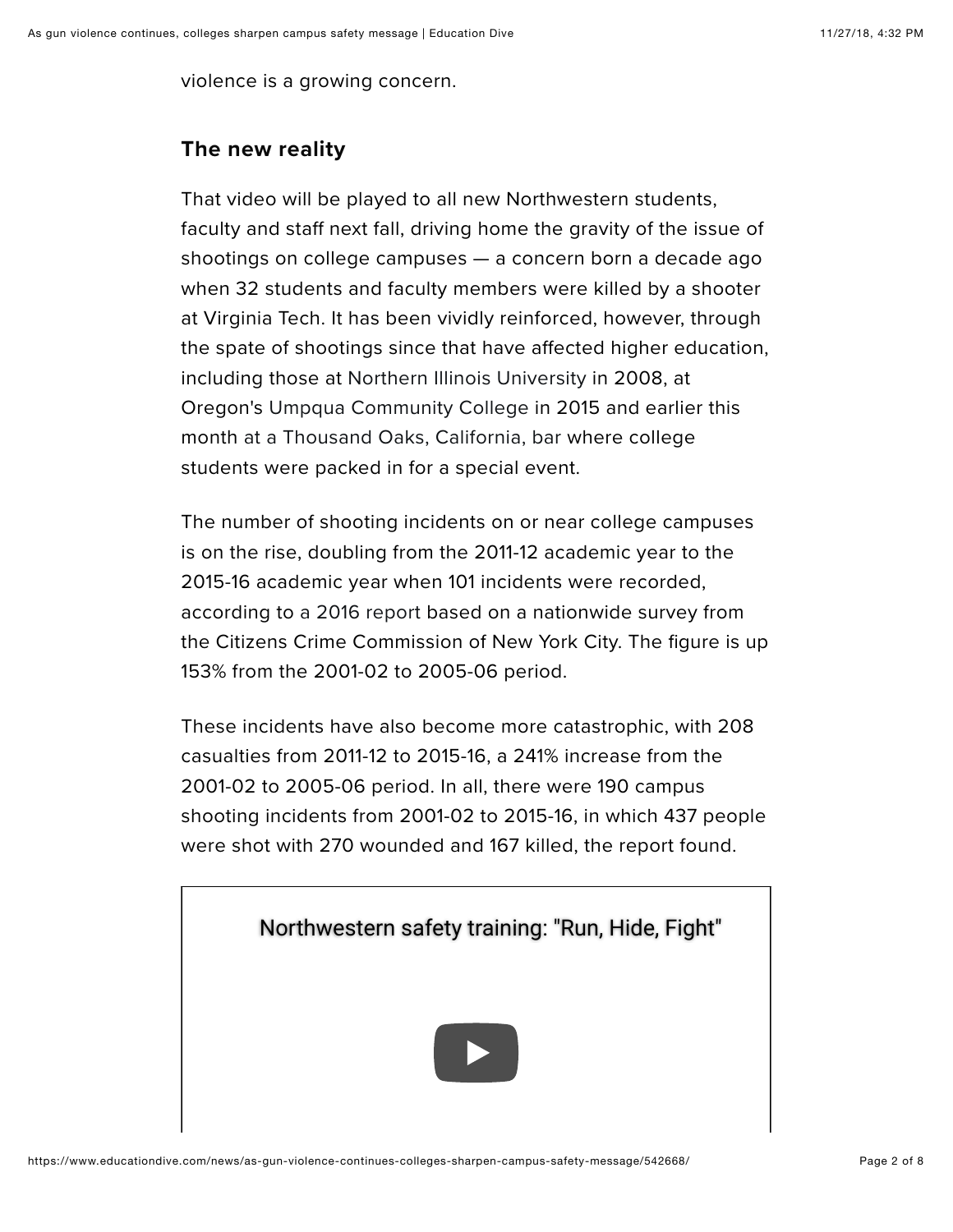violence is a growing concern.

## The new reality

That video will be played to all new Northwestern students, faculty and staff next fall, driving home the gravity of the issue of shootings on college campuses — a concern born a decade ago when 32 students and faculty members were killed by a shooter at Virginia Tech. It has been vividly reinforced, however, through the spate of shootings since that have affected higher education, including those at Northern Illinois University in 2008, at Oregon's Umpqua Community College in 2015 and earlier this month at a Thousand Oaks, California, bar where college students were packed in for a special event.

The number of shooting incidents on or near college campuses is on the rise, doubling from the 2011-12 academic year to the 2015-16 academic year when 101 incidents were recorded, according to a 2016 report based on a nationwide survey from the Citizens Crime Commission of New York City. The figure is up 153% from the 2001-02 to 2005-06 period.

These incidents have also become more catastrophic, with 208 casualties from 2011-12 to 2015-16, a 241% increase from the 2001-02 to 2005-06 period. In all, there were 190 campus shooting incidents from 2001-02 to 2015-16, in which 437 people were shot with 270 wounded and 167 killed, the report found.

Northwestern safety training: "Run, Hide, Fight"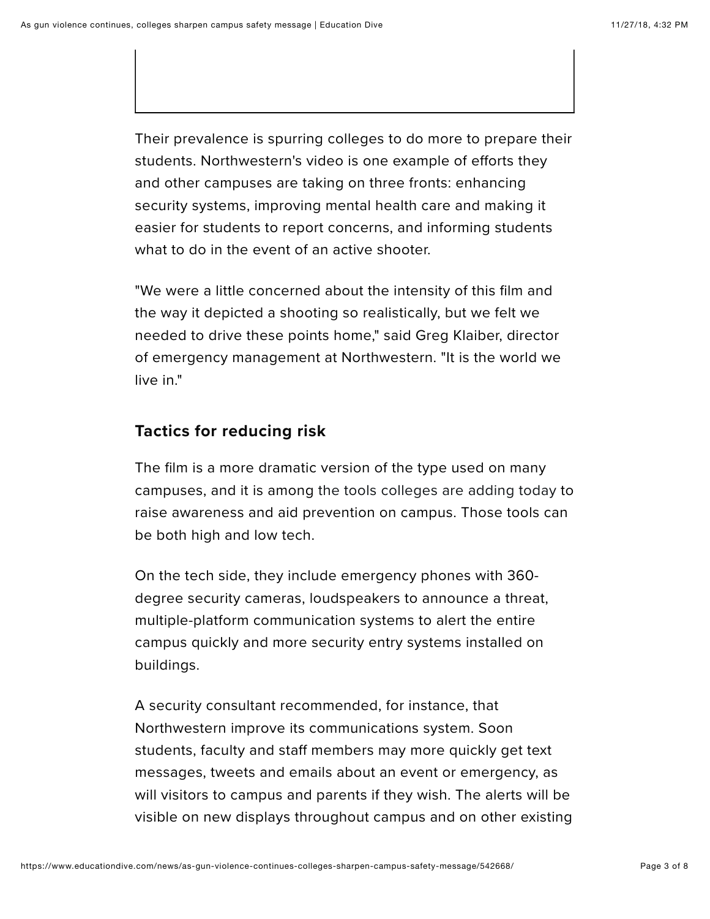Their prevalence is spurring colleges to do more to prepare their students. Northwestern's video is one example of efforts they and other campuses are taking on three fronts: enhancing security systems, improving mental health care and making it easier for students to report concerns, and informing students what to do in the event of an active shooter.

"We were a little concerned about the intensity of this film and the way it depicted a shooting so realistically, but we felt we needed to drive these points home," said Greg Klaiber, director of emergency management at Northwestern. "It is the world we live in."

## Tactics for reducing risk

The film is a more dramatic version of the type used on many campuses, and it is among the tools colleges are adding today to raise awareness and aid prevention on campus. Those tools can be both high and low tech.

On the tech side, they include emergency phones with 360-degree security cameras, loudspeakers to announce a threat, multiple-platform communication systems to alert the entire campus quickly and more security entry systems installed on buildings.

A security consultant recommended, for instance, that Northwestern improve its communications system. Soon students, faculty and staff members may more quickly get text messages, tweets and emails about an event or emergency, as will visitors to campus and parents if they wish. The alerts will be visible on new displays throughout campus and on other existing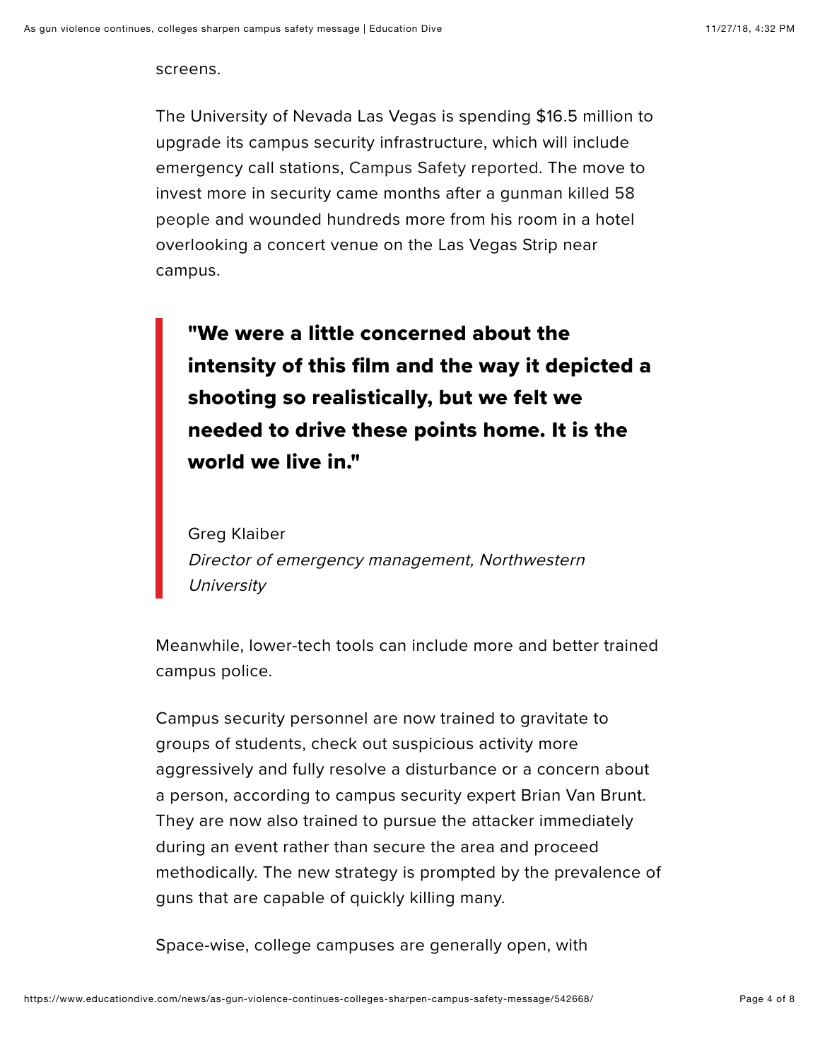screens.

The University of Nevada Las Vegas is spending $16.5 million to upgrade its campus security infrastructure, which will include emergency call stations, Campus Safety reported. The move to invest more in security came months after a gunman killed 58 people and wounded hundreds more from his room in a hotel overlooking a concert venue on the Las Vegas Strip near campus.

> **"We were a little concerned about the intensity of this film and the way it depicted a shooting so realistically, but we felt we needed to drive these points home. It is the world we live in."**
>
> Greg Klaiber
> *Director of emergency management, Northwestern University*

Meanwhile, lower-tech tools can include more and better trained campus police.

Campus security personnel are now trained to gravitate to groups of students, check out suspicious activity more aggressively and fully resolve a disturbance or a concern about a person, according to campus security expert Brian Van Brunt. They are now also trained to pursue the attacker immediately during an event rather than secure the area and proceed methodically. The new strategy is prompted by the prevalence of guns that are capable of quickly killing many.

Space-wise, college campuses are generally open, with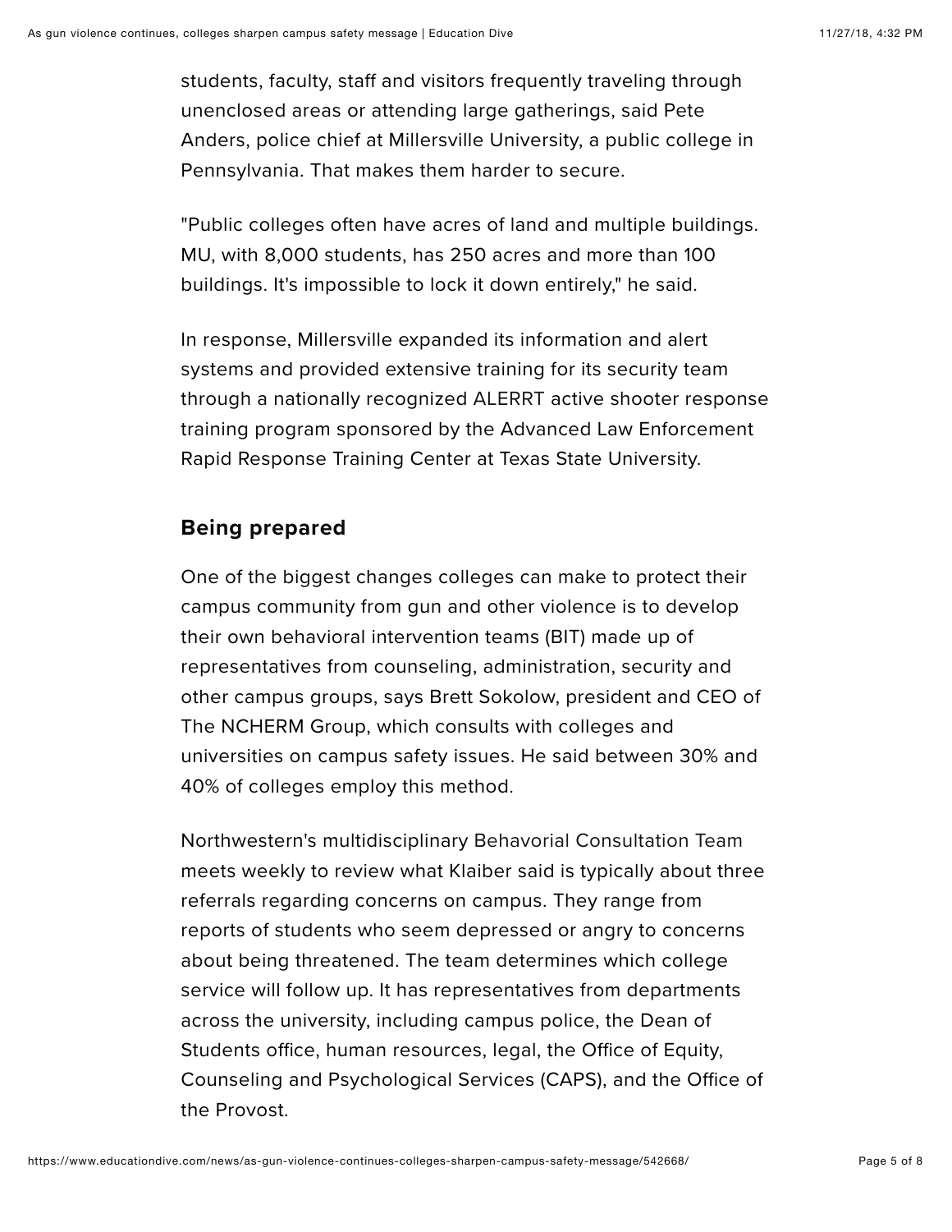students, faculty, staff and visitors frequently traveling through unenclosed areas or attending large gatherings, said Pete Anders, police chief at Millersville University, a public college in Pennsylvania. That makes them harder to secure.

"Public colleges often have acres of land and multiple buildings. MU, with 8,000 students, has 250 acres and more than 100 buildings. It's impossible to lock it down entirely," he said.

In response, Millersville expanded its information and alert systems and provided extensive training for its security team through a nationally recognized ALERRT active shooter response training program sponsored by the Advanced Law Enforcement Rapid Response Training Center at Texas State University.

## Being prepared

One of the biggest changes colleges can make to protect their campus community from gun and other violence is to develop their own behavioral intervention teams (BIT) made up of representatives from counseling, administration, security and other campus groups, says Brett Sokolow, president and CEO of The NCHERM Group, which consults with colleges and universities on campus safety issues. He said between 30% and 40% of colleges employ this method.

Northwestern's multidisciplinary Behavorial Consultation Team meets weekly to review what Klaiber said is typically about three referrals regarding concerns on campus. They range from reports of students who seem depressed or angry to concerns about being threatened. The team determines which college service will follow up. It has representatives from departments across the university, including campus police, the Dean of Students office, human resources, legal, the Office of Equity, Counseling and Psychological Services (CAPS), and the Office of the Provost.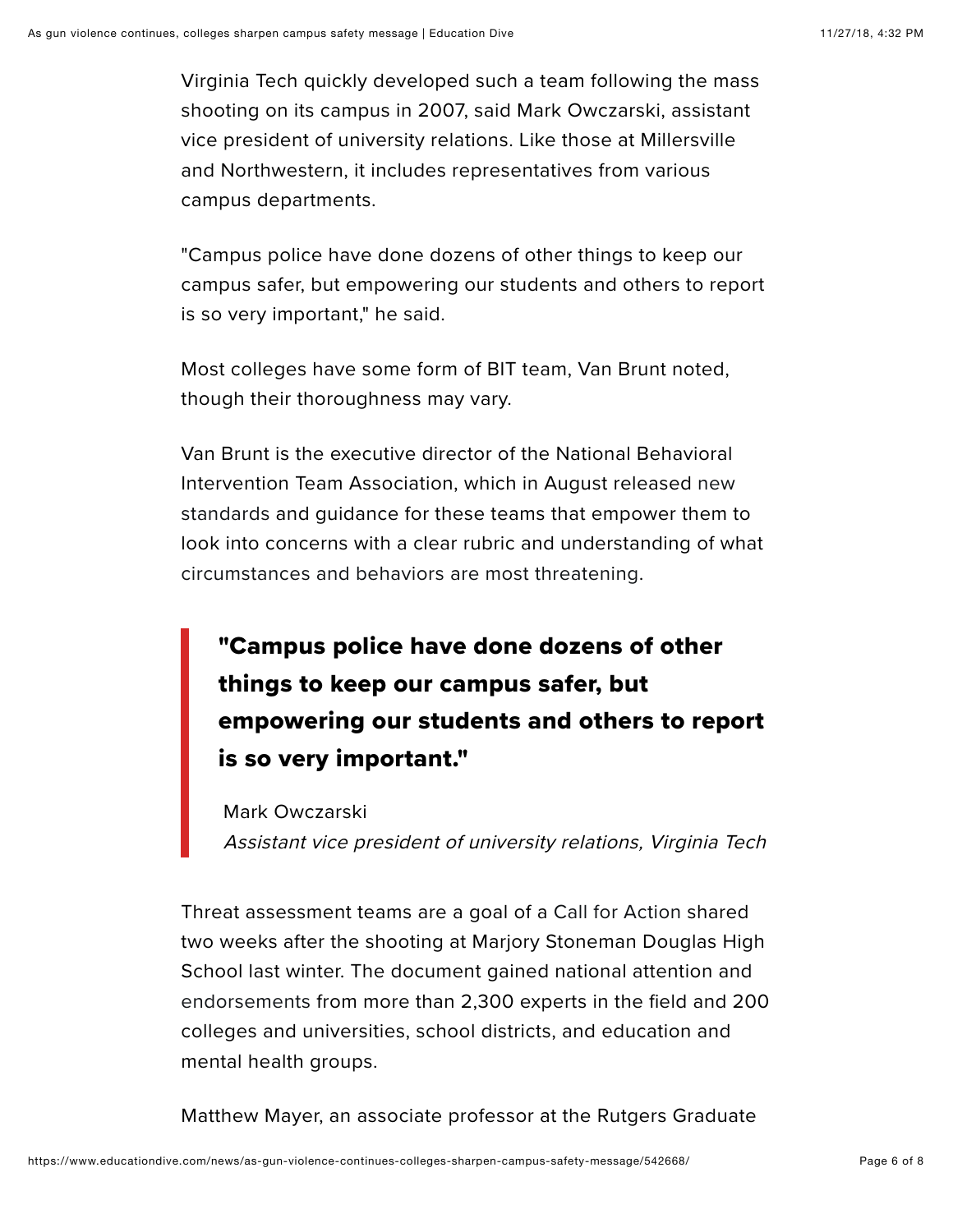Virginia Tech quickly developed such a team following the mass shooting on its campus in 2007, said Mark Owczarski, assistant vice president of university relations. Like those at Millersville and Northwestern, it includes representatives from various campus departments.

"Campus police have done dozens of other things to keep our campus safer, but empowering our students and others to report is so very important," he said.

Most colleges have some form of BIT team, Van Brunt noted, though their thoroughness may vary.

Van Brunt is the executive director of the National Behavioral Intervention Team Association, which in August released new standards and guidance for these teams that empower them to look into concerns with a clear rubric and understanding of what circumstances and behaviors are most threatening.

> **"Campus police have done dozens of other things to keep our campus safer, but empowering our students and others to report is so very important."**
>
> Mark Owczarski
> *Assistant vice president of university relations, Virginia Tech*

Threat assessment teams are a goal of a Call for Action shared two weeks after the shooting at Marjory Stoneman Douglas High School last winter. The document gained national attention and endorsements from more than 2,300 experts in the field and 200 colleges and universities, school districts, and education and mental health groups.

Matthew Mayer, an associate professor at the Rutgers Graduate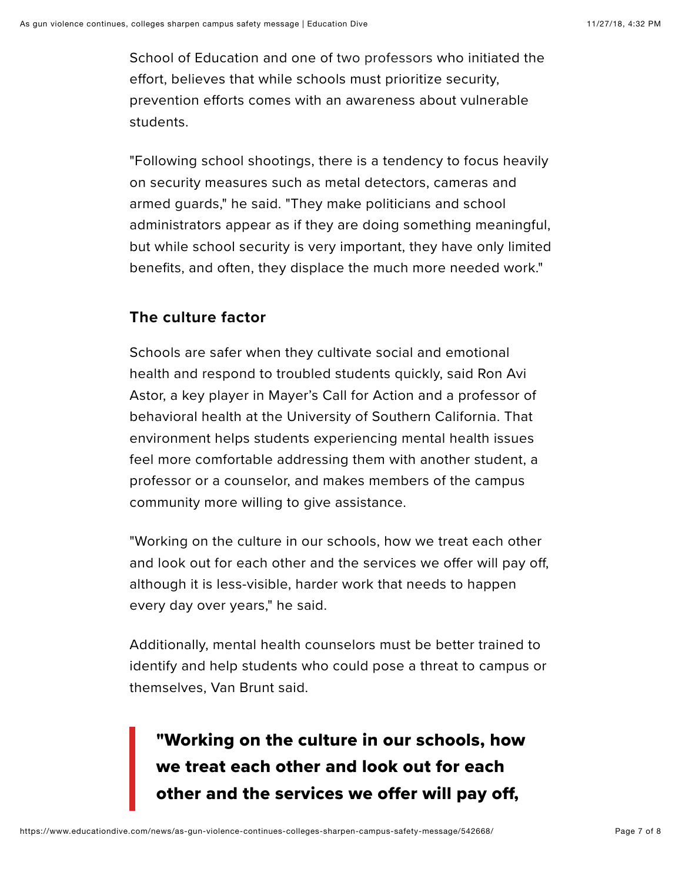School of Education and one of two professors who initiated the effort, believes that while schools must prioritize security, prevention efforts comes with an awareness about vulnerable students.

"Following school shootings, there is a tendency to focus heavily on security measures such as metal detectors, cameras and armed guards," he said. "They make politicians and school administrators appear as if they are doing something meaningful, but while school security is very important, they have only limited benefits, and often, they displace the much more needed work."

### The culture factor

Schools are safer when they cultivate social and emotional health and respond to troubled students quickly, said Ron Avi Astor, a key player in Mayer's Call for Action and a professor of behavioral health at the University of Southern California. That environment helps students experiencing mental health issues feel more comfortable addressing them with another student, a professor or a counselor, and makes members of the campus community more willing to give assistance.

"Working on the culture in our schools, how we treat each other and look out for each other and the services we offer will pay off, although it is less-visible, harder work that needs to happen every day over years," he said.

Additionally, mental health counselors must be better trained to identify and help students who could pose a threat to campus or themselves, Van Brunt said.

> **"Working on the culture in our schools, how we treat each other and look out for each other and the services we offer will pay off,**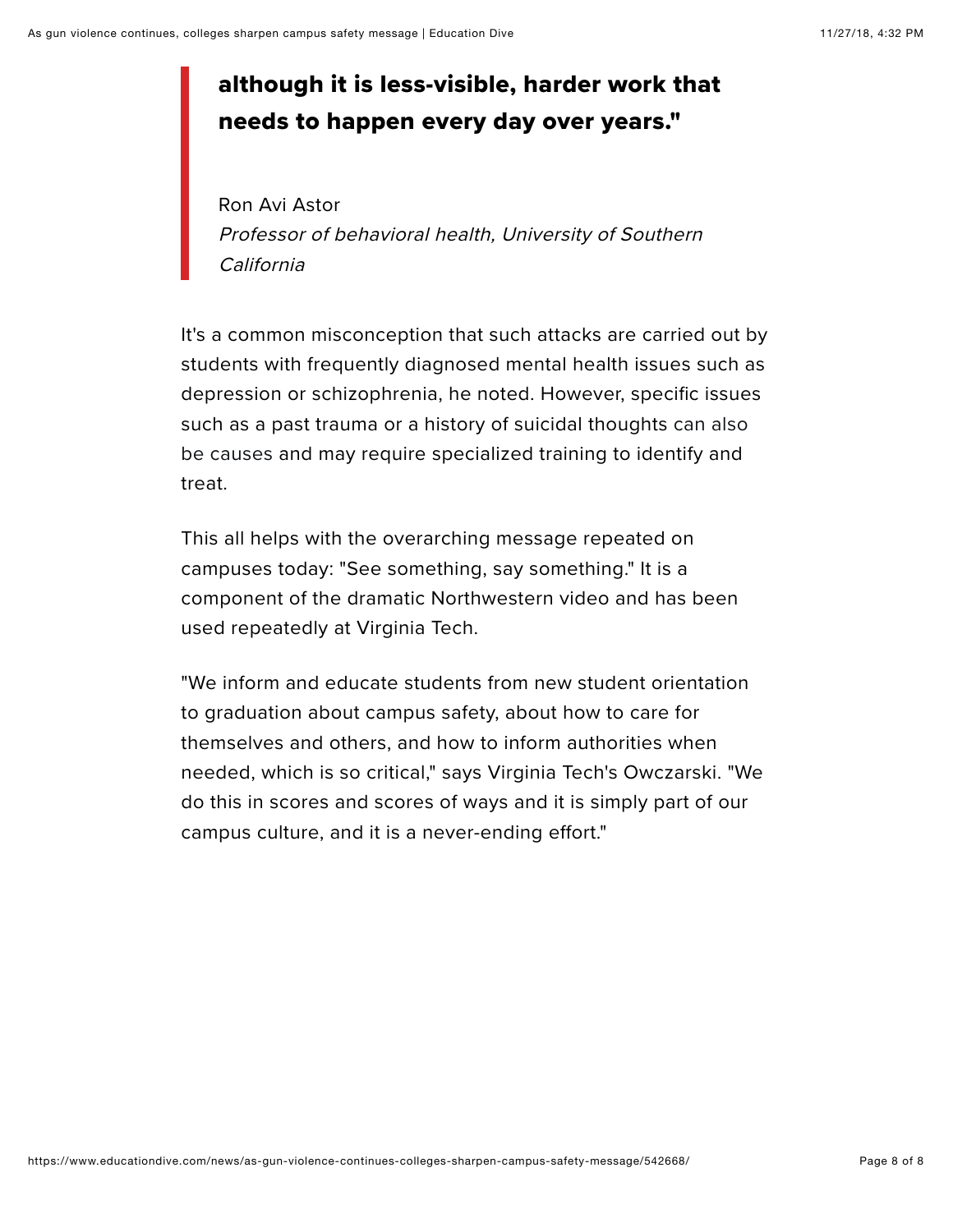> **although it is less-visible, harder work that needs to happen every day over years."**
>
> Ron Avi Astor
> *Professor of behavioral health, University of Southern California*

It's a common misconception that such attacks are carried out by students with frequently diagnosed mental health issues such as depression or schizophrenia, he noted. However, specific issues such as a past trauma or a history of suicidal thoughts can also be causes and may require specialized training to identify and treat.

This all helps with the overarching message repeated on campuses today: "See something, say something." It is a component of the dramatic Northwestern video and has been used repeatedly at Virginia Tech.

"We inform and educate students from new student orientation to graduation about campus safety, about how to care for themselves and others, and how to inform authorities when needed, which is so critical," says Virginia Tech's Owczarski. "We do this in scores and scores of ways and it is simply part of our campus culture, and it is a never-ending effort."